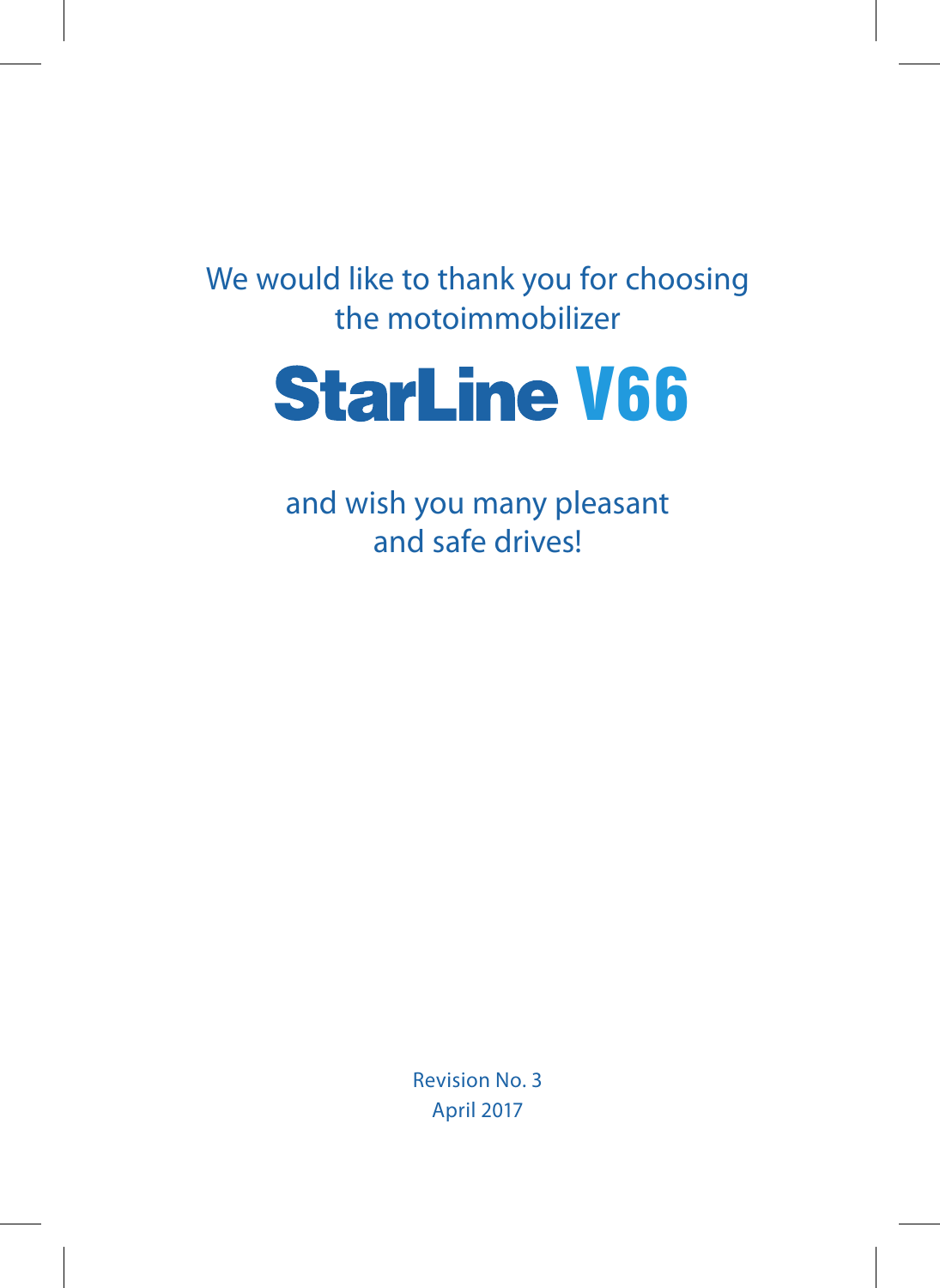We would like to thank you for choosing the motoimmobilizer

# StarLine V66

and wish you many pleasant and safe drives!

Revision No. 3
April 2017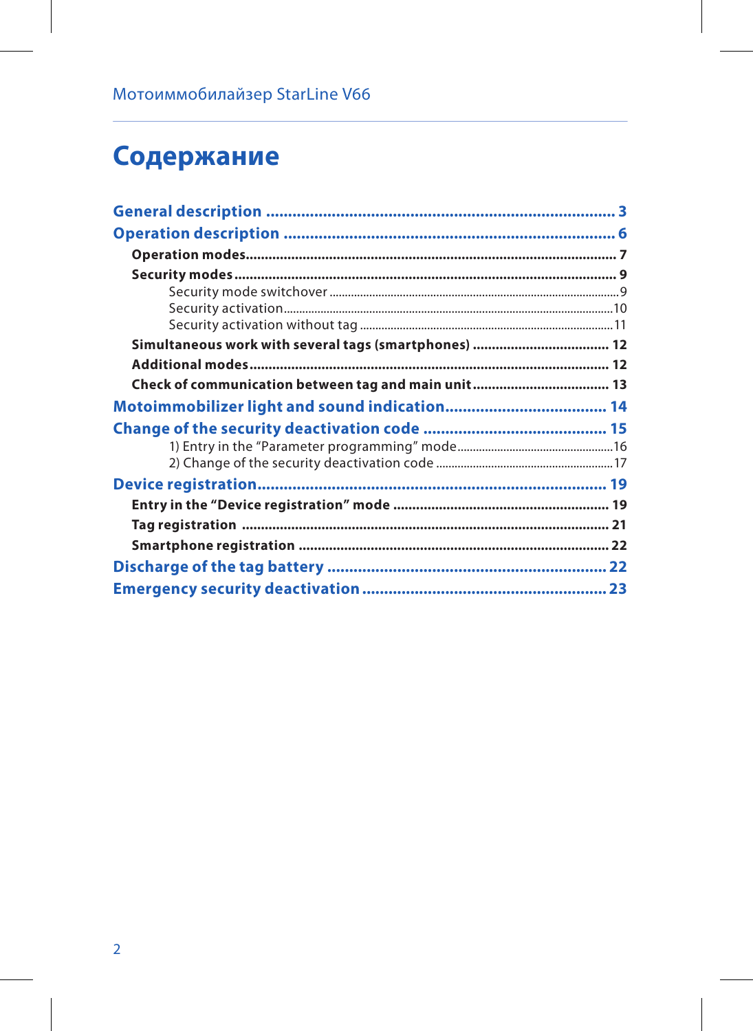# Содержание

**General description** ........ 3

**Operation description** ........ 6

- **Operation modes** ........ 7
- **Security modes** ........ 9
  - Security mode switchover ........ 9
  - Security activation ........ 10
  - Security activation without tag ........ 11
- **Simultaneous work with several tags (smartphones)** ........ 12
- **Additional modes** ........ 12
- **Check of communication between tag and main unit** ........ 13

**Motoimmobilizer light and sound indication** ........ 14

**Change of the security deactivation code** ........ 15

- 1) Entry in the “Parameter programming” mode ........ 16
- 2) Change of the security deactivation code ........ 17

**Device registration** ........ 19

- **Entry in the “Device registration” mode** ........ 19
- **Tag registration** ........ 21
- **Smartphone registration** ........ 22

**Discharge of the tag battery** ........ 22

**Emergency security deactivation** ........ 23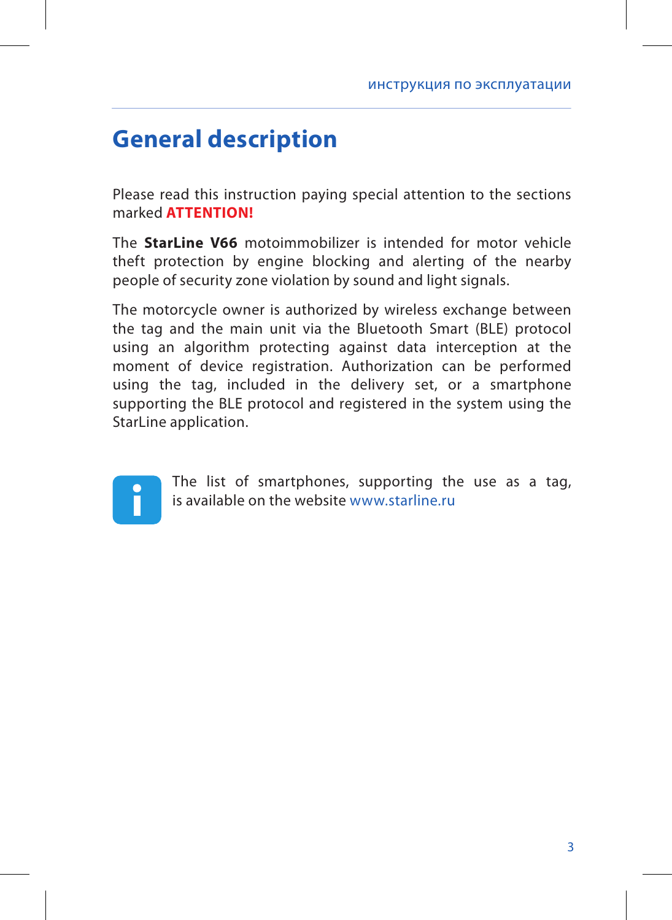# General description

Please read this instruction paying special attention to the sections marked **ATTENTION!**

The **StarLine V66** motoimmobilizer is intended for motor vehicle theft protection by engine blocking and alerting of the nearby people of security zone violation by sound and light signals.

The motorcycle owner is authorized by wireless exchange between the tag and the main unit via the Bluetooth Smart (BLE) protocol using an algorithm protecting against data interception at the moment of device registration. Authorization can be performed using the tag, included in the delivery set, or a smartphone supporting the BLE protocol and registered in the system using the StarLine application.

The list of smartphones, supporting the use as a tag, is available on the website www.starline.ru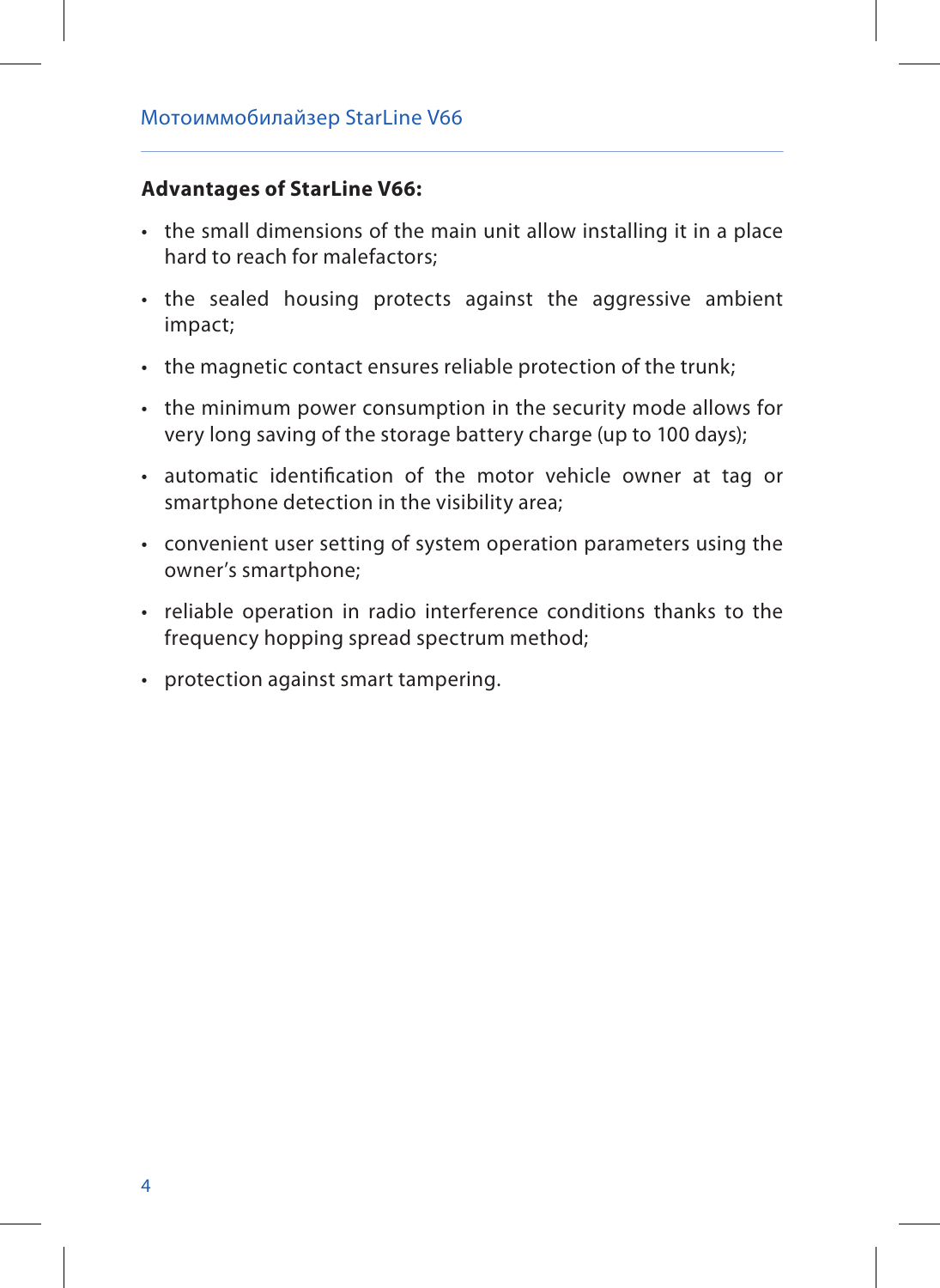**Advantages of StarLine V66:**

- the small dimensions of the main unit allow installing it in a place hard to reach for malefactors;
- the sealed housing protects against the aggressive ambient impact;
- the magnetic contact ensures reliable protection of the trunk;
- the minimum power consumption in the security mode allows for very long saving of the storage battery charge (up to 100 days);
- automatic identification of the motor vehicle owner at tag or smartphone detection in the visibility area;
- convenient user setting of system operation parameters using the owner's smartphone;
- reliable operation in radio interference conditions thanks to the frequency hopping spread spectrum method;
- protection against smart tampering.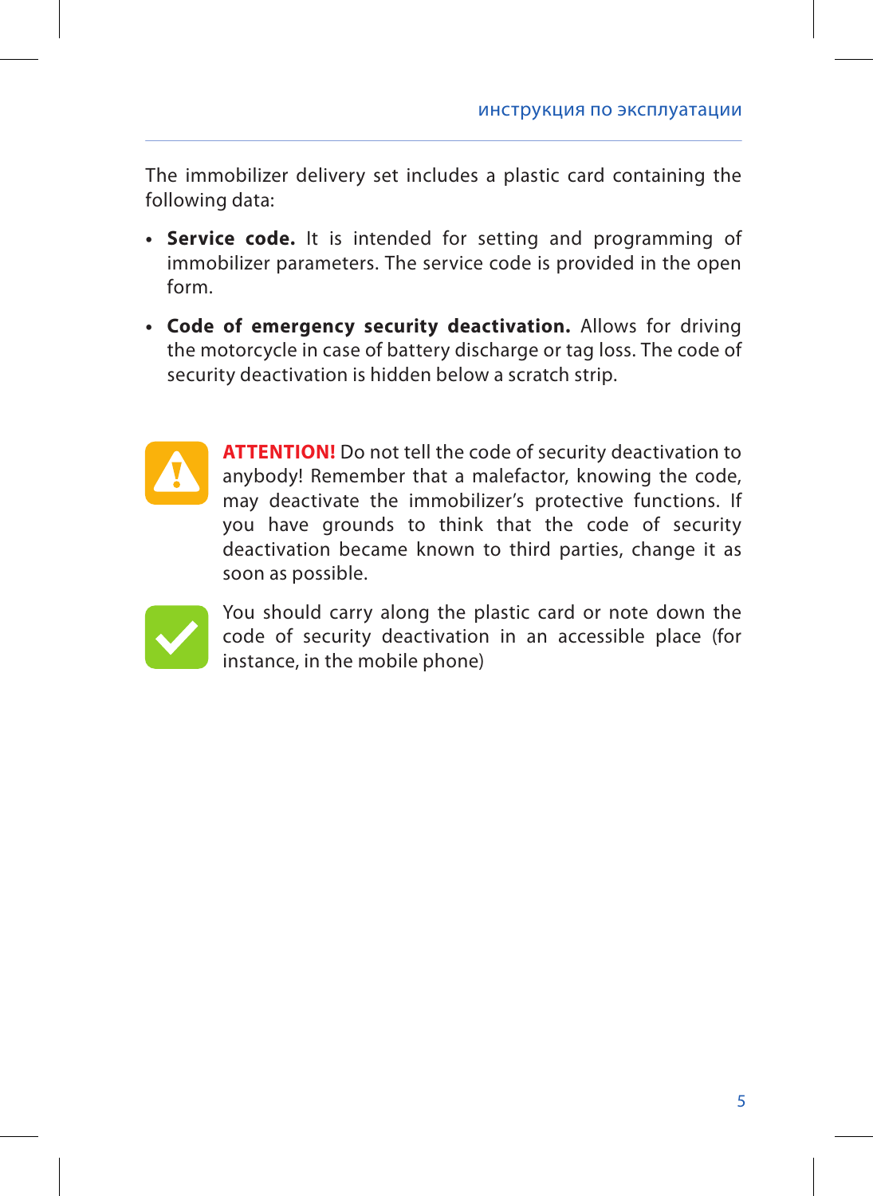The immobilizer delivery set includes a plastic card containing the following data:

- **Service code.** It is intended for setting and programming of immobilizer parameters. The service code is provided in the open form.
- **Code of emergency security deactivation.** Allows for driving the motorcycle in case of battery discharge or tag loss. The code of security deactivation is hidden below a scratch strip.

**ATTENTION!** Do not tell the code of security deactivation to anybody! Remember that a malefactor, knowing the code, may deactivate the immobilizer's protective functions. If you have grounds to think that the code of security deactivation became known to third parties, change it as soon as possible.

You should carry along the plastic card or note down the code of security deactivation in an accessible place (for instance, in the mobile phone)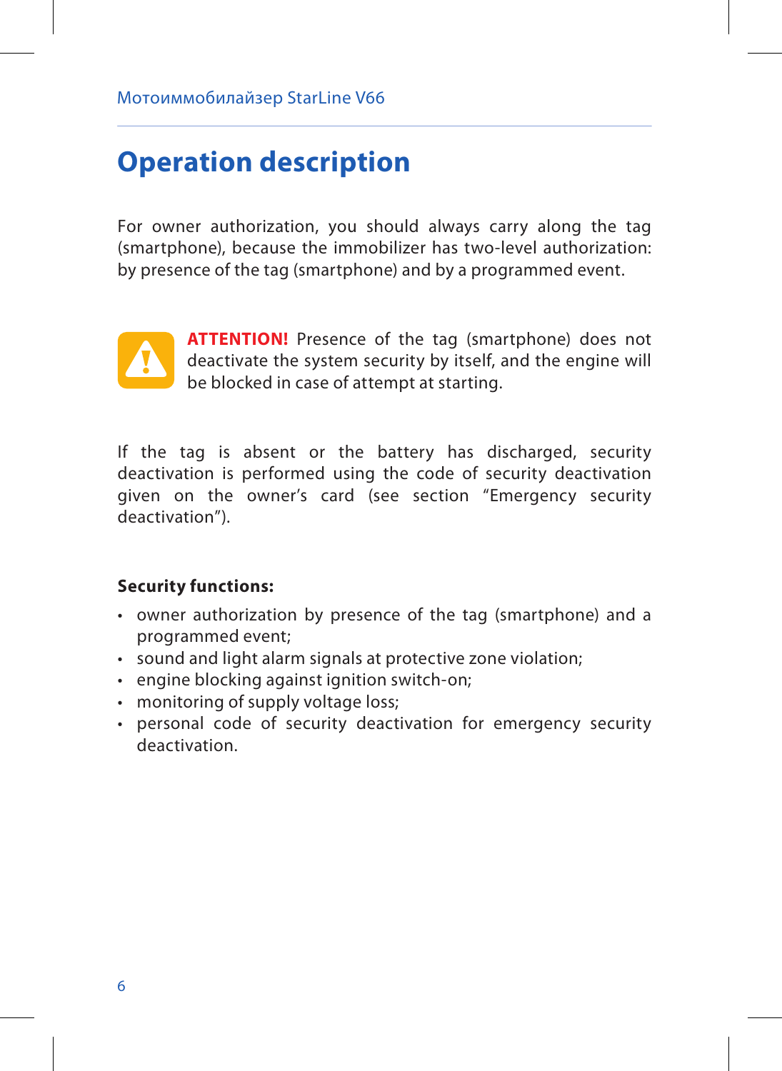# Operation description

For owner authorization, you should always carry along the tag (smartphone), because the immobilizer has two-level authorization: by presence of the tag (smartphone) and by a programmed event.

**ATTENTION!** Presence of the tag (smartphone) does not deactivate the system security by itself, and the engine will be blocked in case of attempt at starting.

If the tag is absent or the battery has discharged, security deactivation is performed using the code of security deactivation given on the owner's card (see section "Emergency security deactivation").

**Security functions:**

- owner authorization by presence of the tag (smartphone) and a programmed event;
- sound and light alarm signals at protective zone violation;
- engine blocking against ignition switch-on;
- monitoring of supply voltage loss;
- personal code of security deactivation for emergency security deactivation.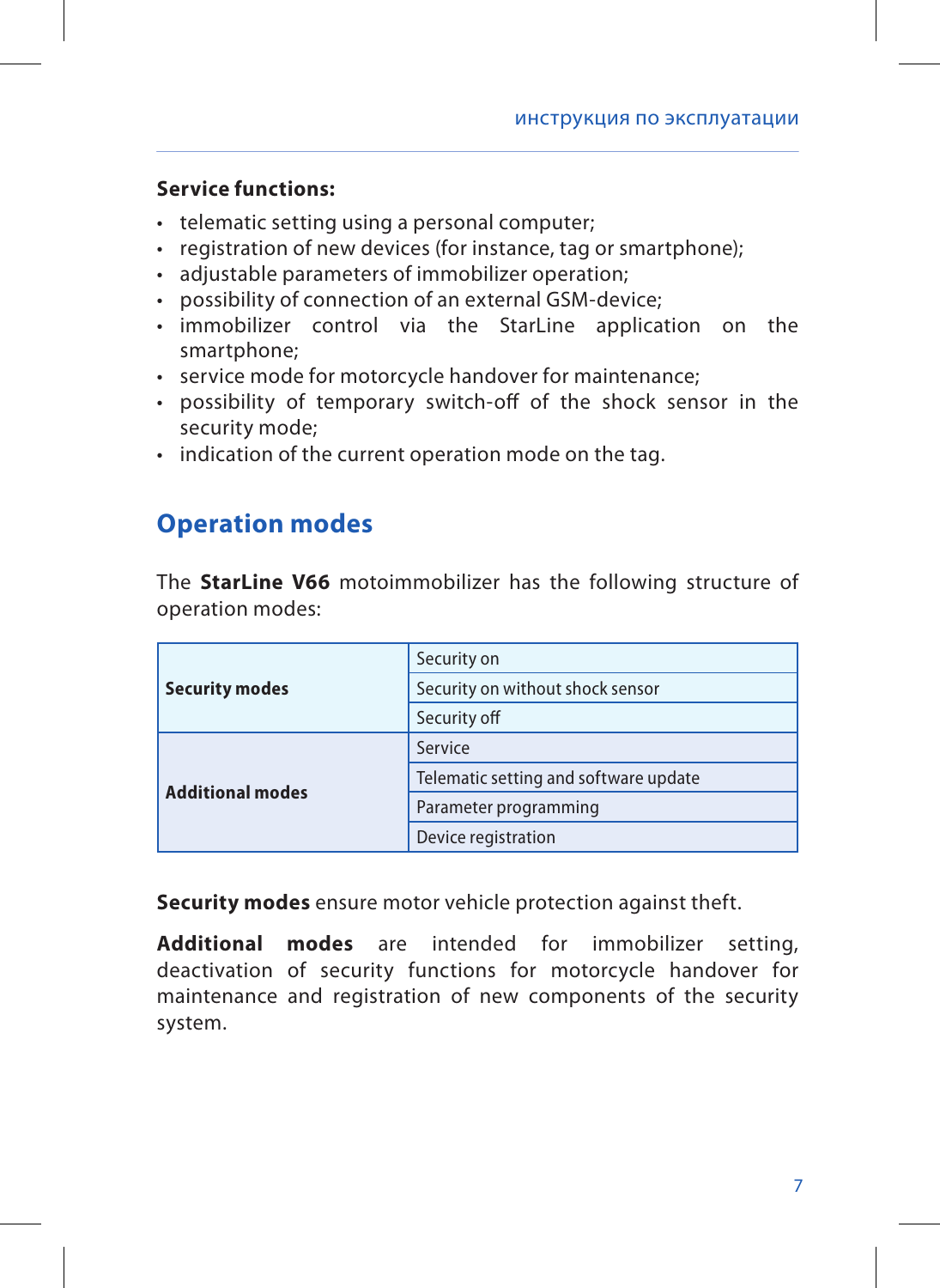**Service functions:**

- telematic setting using a personal computer;
- registration of new devices (for instance, tag or smartphone);
- adjustable parameters of immobilizer operation;
- possibility of connection of an external GSM-device;
- immobilizer control via the StarLine application on the smartphone;
- service mode for motorcycle handover for maintenance;
- possibility of temporary switch-off of the shock sensor in the security mode;
- indication of the current operation mode on the tag.

## Operation modes

The **StarLine V66** motoimmobilizer has the following structure of operation modes:

| | |
|---|---|
| **Security modes** | Security on |
| | Security on without shock sensor |
| | Security off |
| **Additional modes** | Service |
| | Telematic setting and software update |
| | Parameter programming |
| | Device registration |

**Security modes** ensure motor vehicle protection against theft.

**Additional modes** are intended for immobilizer setting, deactivation of security functions for motorcycle handover for maintenance and registration of new components of the security system.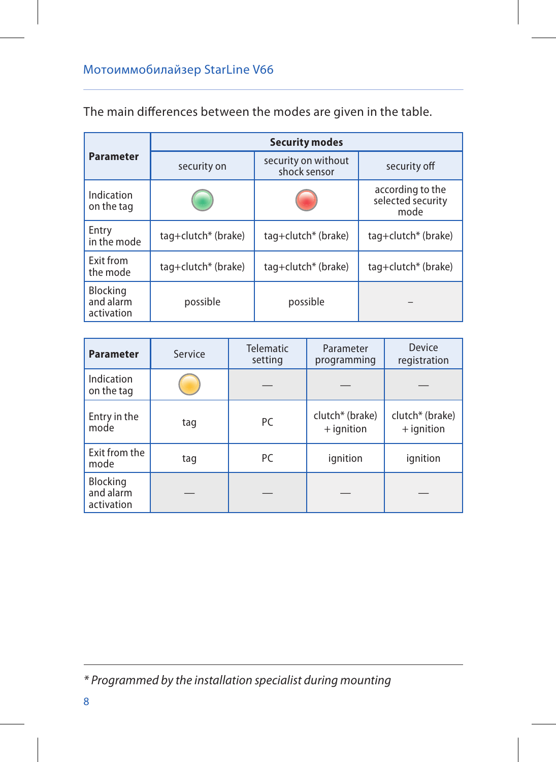The main differences between the modes are given in the table.

| Parameter | Security modes | | |
|---|---|---|---|
| | security on | security on without shock sensor | security off |
| Indication on the tag | | | according to the selected security mode |
| Entry in the mode | tag+clutch* (brake) | tag+clutch* (brake) | tag+clutch* (brake) |
| Exit from the mode | tag+clutch* (brake) | tag+clutch* (brake) | tag+clutch* (brake) |
| Blocking and alarm activation | possible | possible | – |

| Parameter | Service | Telematic setting | Parameter programming | Device registration |
|---|---|---|---|---|
| Indication on the tag | | — | — | — |
| Entry in the mode | tag | PC | clutch* (brake) + ignition | clutch* (brake) + ignition |
| Exit from the mode | tag | PC | ignition | ignition |
| Blocking and alarm activation | — | — | — | — |

*\* Programmed by the installation specialist during mounting*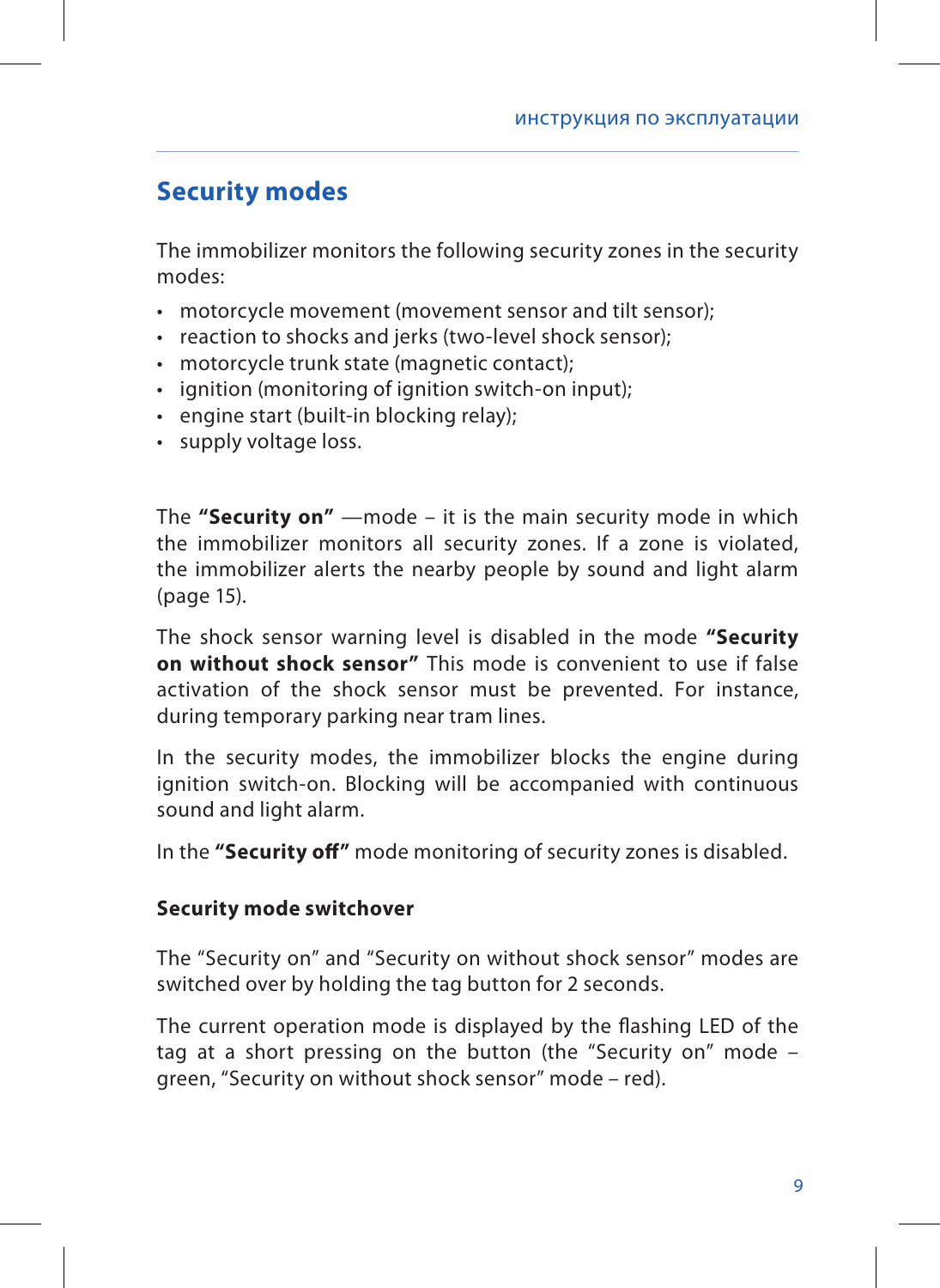## Security modes

The immobilizer monitors the following security zones in the security modes:

- motorcycle movement (movement sensor and tilt sensor);
- reaction to shocks and jerks (two-level shock sensor);
- motorcycle trunk state (magnetic contact);
- ignition (monitoring of ignition switch-on input);
- engine start (built-in blocking relay);
- supply voltage loss.

The **"Security on"** —mode – it is the main security mode in which the immobilizer monitors all security zones. If a zone is violated, the immobilizer alerts the nearby people by sound and light alarm (page 15).

The shock sensor warning level is disabled in the mode **"Security on without shock sensor"** This mode is convenient to use if false activation of the shock sensor must be prevented. For instance, during temporary parking near tram lines.

In the security modes, the immobilizer blocks the engine during ignition switch-on. Blocking will be accompanied with continuous sound and light alarm.

In the **"Security off"** mode monitoring of security zones is disabled.

### Security mode switchover

The "Security on" and "Security on without shock sensor" modes are switched over by holding the tag button for 2 seconds.

The current operation mode is displayed by the flashing LED of the tag at a short pressing on the button (the "Security on" mode – green, "Security on without shock sensor" mode – red).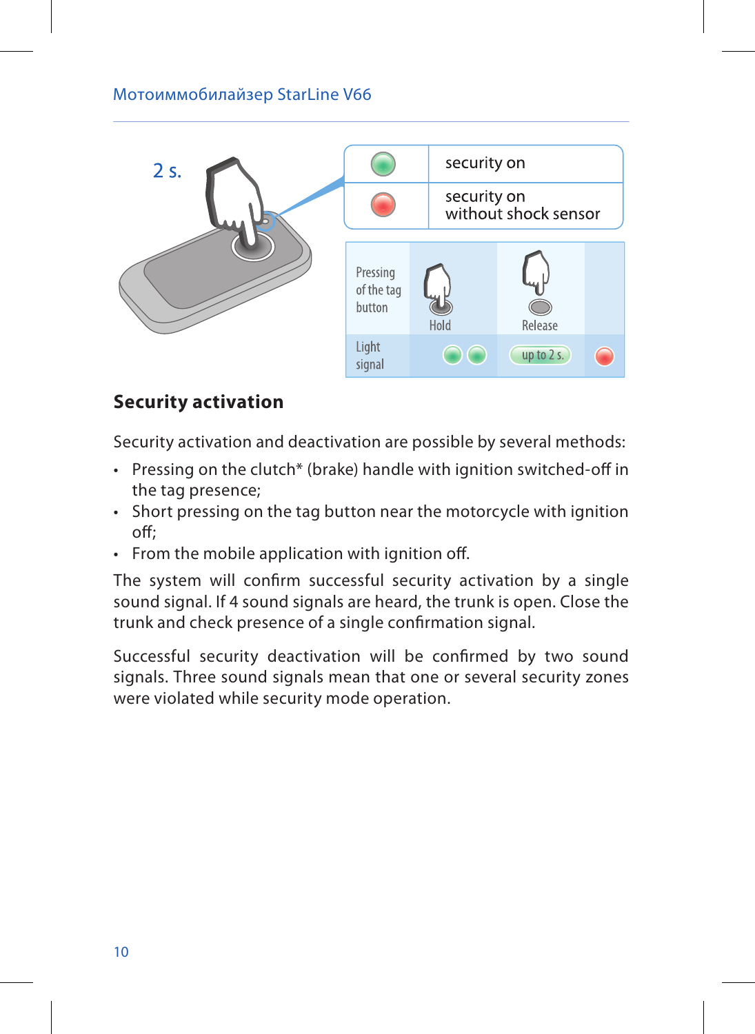2 s.

| | |
|---|---|
| 🟢 | security on |
| 🔴 | security on without shock sensor |

| Pressing of the tag button | Hold | Release | |
|---|---|---|---|
| Light signal | 🟢 🟢 | up to 2 s. | 🔴 |

## Security activation

Security activation and deactivation are possible by several methods:

- Pressing on the clutch* (brake) handle with ignition switched-off in the tag presence;
- Short pressing on the tag button near the motorcycle with ignition off;
- From the mobile application with ignition off.

The system will confirm successful security activation by a single sound signal. If 4 sound signals are heard, the trunk is open. Close the trunk and check presence of a single confirmation signal.

Successful security deactivation will be confirmed by two sound signals. Three sound signals mean that one or several security zones were violated while security mode operation.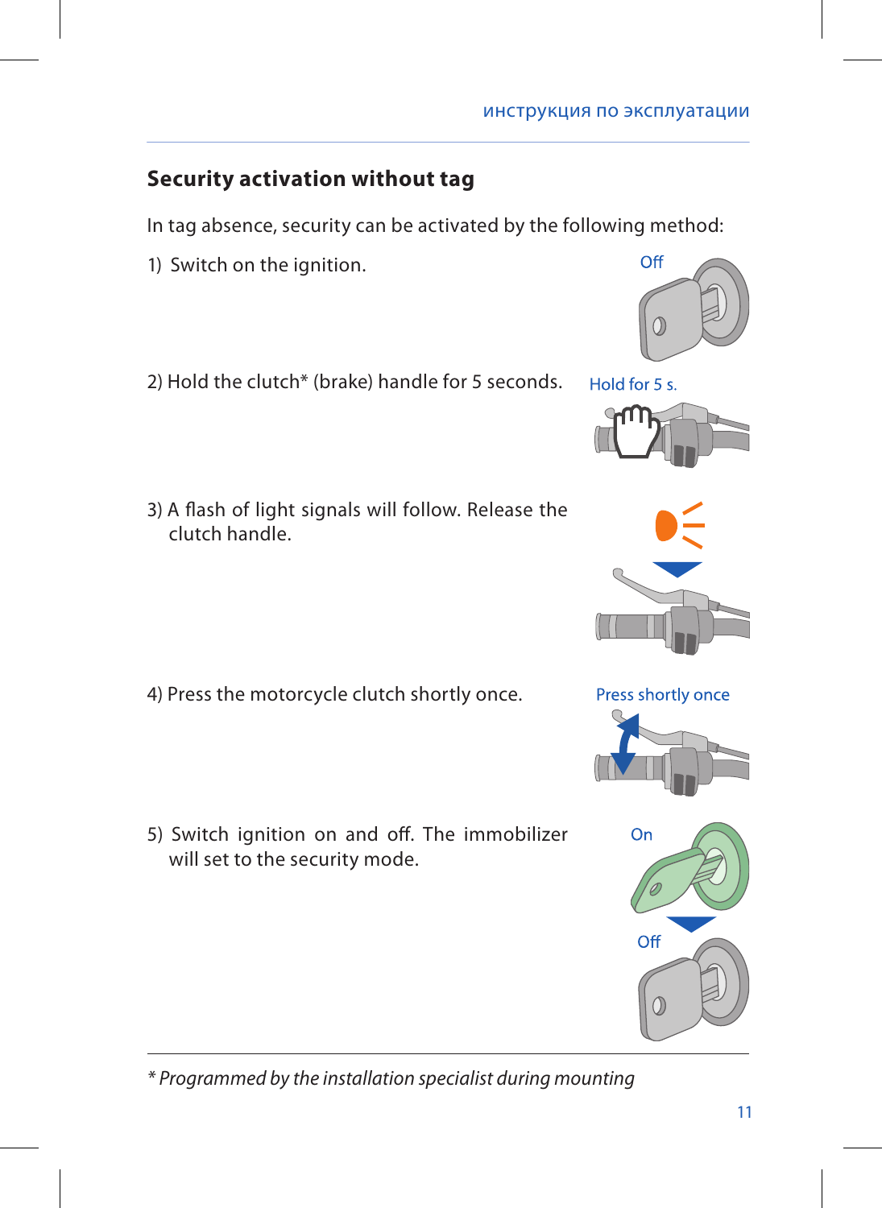## Security activation without tag

In tag absence, security can be activated by the following method:

1) Switch on the ignition.

Off

2) Hold the clutch* (brake) handle for 5 seconds.

Hold for 5 s.

3) A flash of light signals will follow. Release the clutch handle.

4) Press the motorcycle clutch shortly once.

Press shortly once

5) Switch ignition on and off. The immobilizer will set to the security mode.

On

Off

*\* Programmed by the installation specialist during mounting*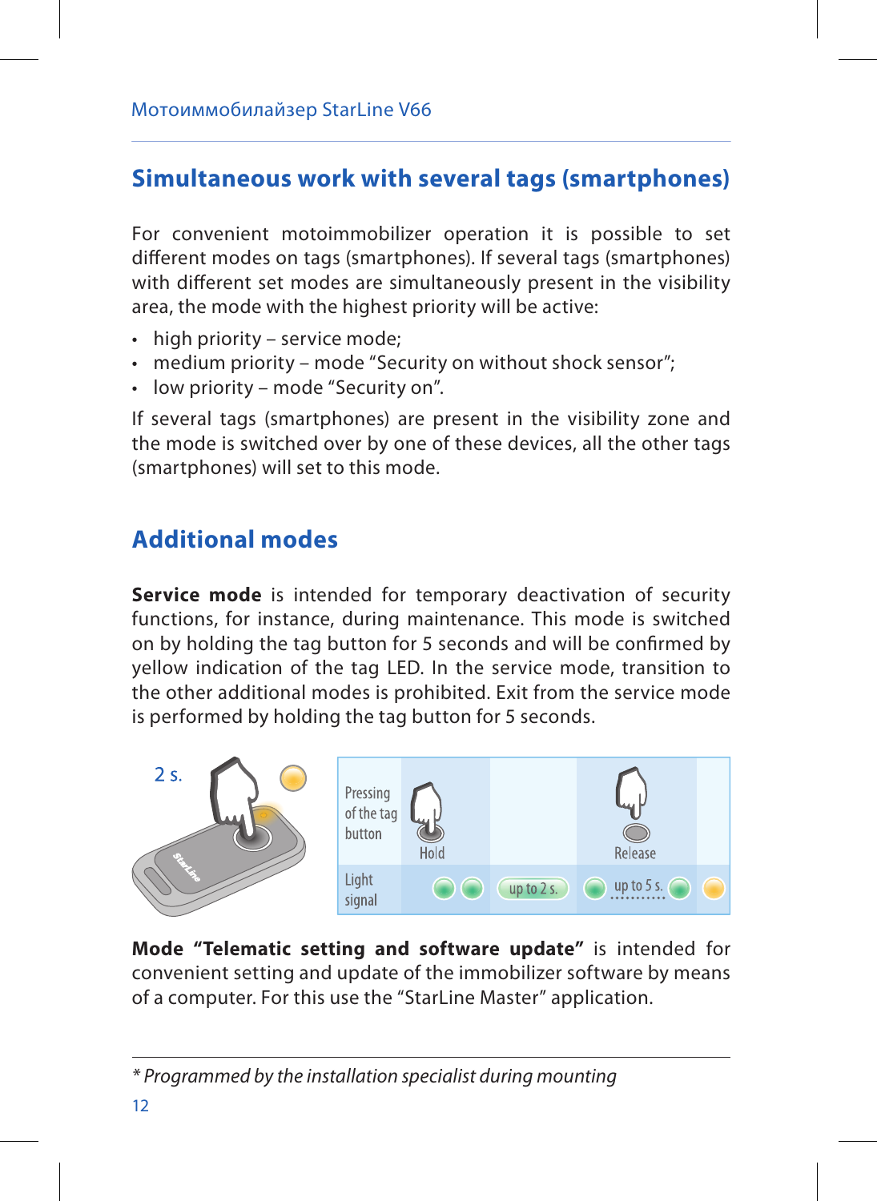## Simultaneous work with several tags (smartphones)

For convenient motoimmobilizer operation it is possible to set different modes on tags (smartphones). If several tags (smartphones) with different set modes are simultaneously present in the visibility area, the mode with the highest priority will be active:

- high priority – service mode;
- medium priority – mode "Security on without shock sensor";
- low priority – mode "Security on".

If several tags (smartphones) are present in the visibility zone and the mode is switched over by one of these devices, all the other tags (smartphones) will set to this mode.

## Additional modes

**Service mode** is intended for temporary deactivation of security functions, for instance, during maintenance. This mode is switched on by holding the tag button for 5 seconds and will be confirmed by yellow indication of the tag LED. In the service mode, transition to the other additional modes is prohibited. Exit from the service mode is performed by holding the tag button for 5 seconds.

2 s.

| Pressing of the tag button | Hold | | Release | |
|---|---|---|---|---|
| Light signal | | up to 2 s. | up to 5 s. | |

**Mode "Telematic setting and software update"** is intended for convenient setting and update of the immobilizer software by means of a computer. For this use the "StarLine Master" application.

*\* Programmed by the installation specialist during mounting*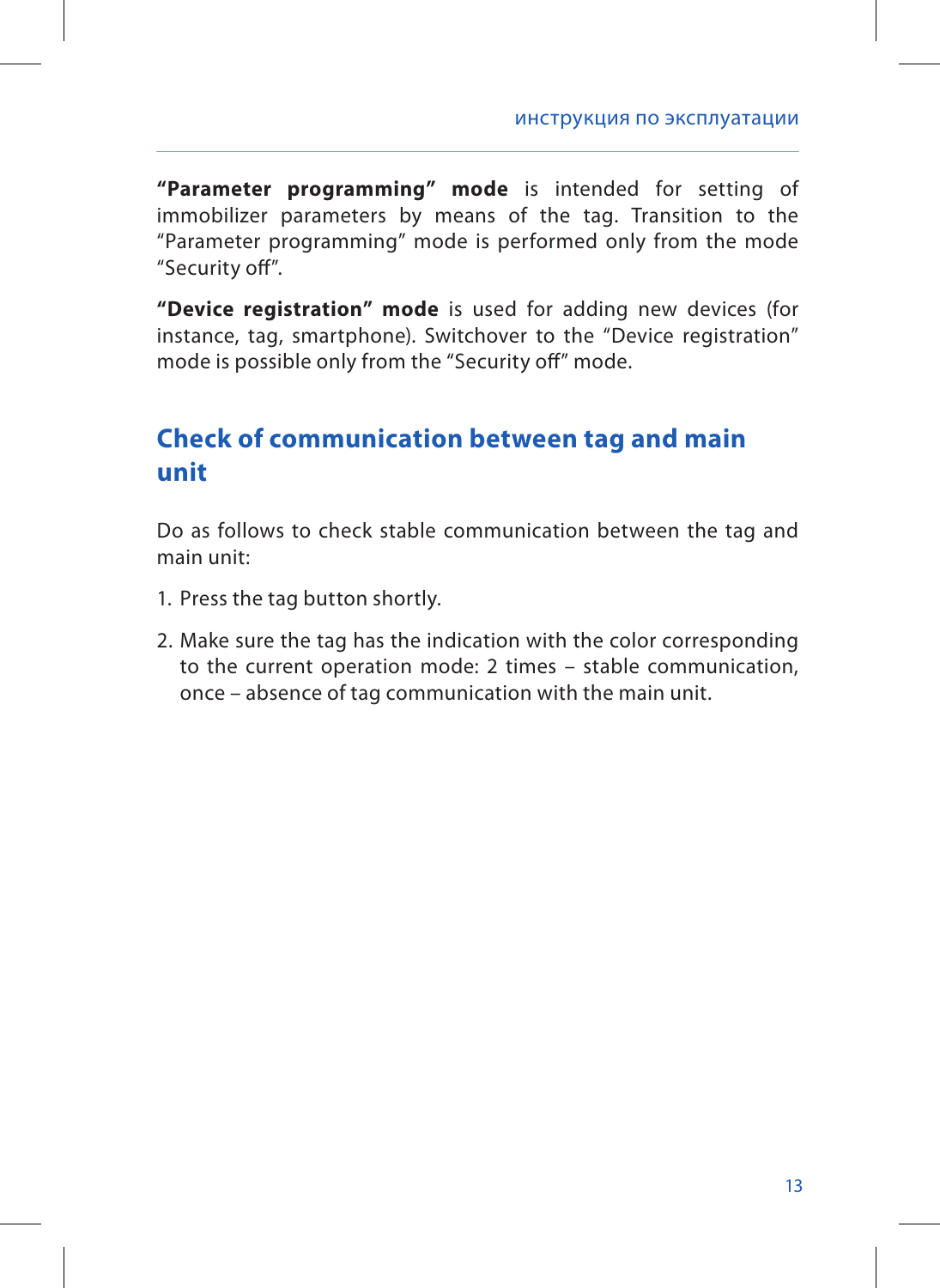**“Parameter programming” mode** is intended for setting of immobilizer parameters by means of the tag. Transition to the “Parameter programming” mode is performed only from the mode “Security off”.

**“Device registration” mode** is used for adding new devices (for instance, tag, smartphone). Switchover to the “Device registration” mode is possible only from the “Security off” mode.

## Check of communication between tag and main unit

Do as follows to check stable communication between the tag and main unit:

1. Press the tag button shortly.
2. Make sure the tag has the indication with the color corresponding to the current operation mode: 2 times – stable communication, once – absence of tag communication with the main unit.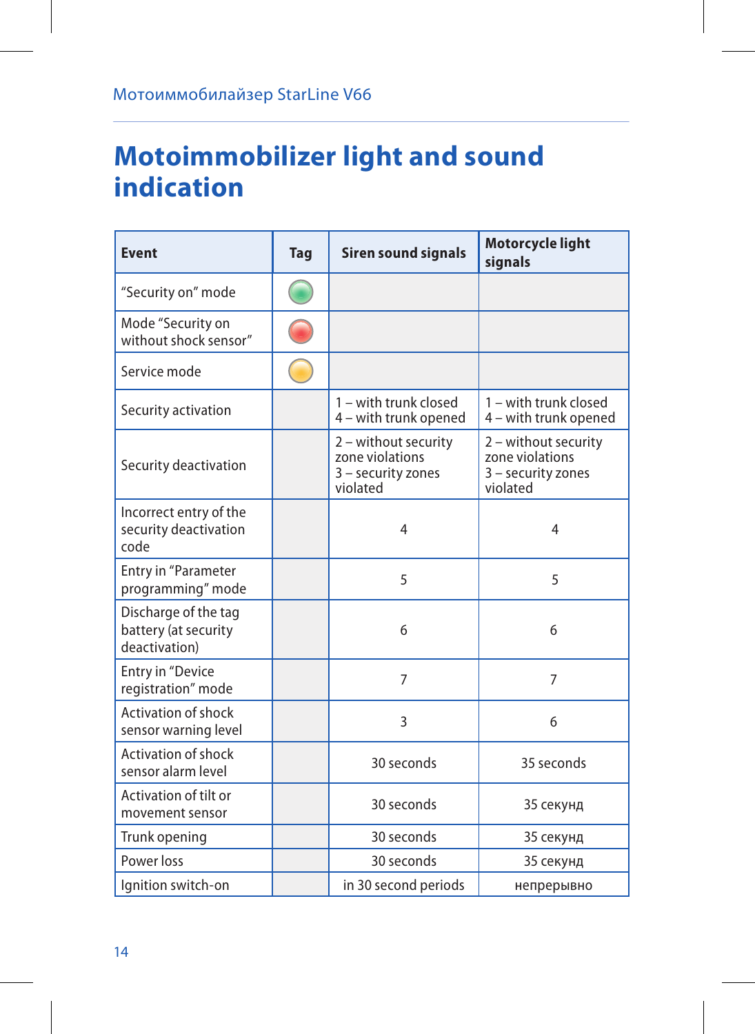# Motoimmobilizer light and sound indication

| Event | Tag | Siren sound signals | Motorcycle light signals |
|---|---|---|---|
| "Security on" mode | green | | |
| Mode "Security on without shock sensor" | red | | |
| Service mode | yellow | | |
| Security activation | | 1 – with trunk closed<br>4 – with trunk opened | 1 – with trunk closed<br>4 – with trunk opened |
| Security deactivation | | 2 – without security zone violations<br>3 – security zones violated | 2 – without security zone violations<br>3 – security zones violated |
| Incorrect entry of the security deactivation code | | 4 | 4 |
| Entry in "Parameter programming" mode | | 5 | 5 |
| Discharge of the tag battery (at security deactivation) | | 6 | 6 |
| Entry in "Device registration" mode | | 7 | 7 |
| Activation of shock sensor warning level | | 3 | 6 |
| Activation of shock sensor alarm level | | 30 seconds | 35 seconds |
| Activation of tilt or movement sensor | | 30 seconds | 35 секунд |
| Trunk opening | | 30 seconds | 35 секунд |
| Power loss | | 30 seconds | 35 секунд |
| Ignition switch-on | | in 30 second periods | непрерывно |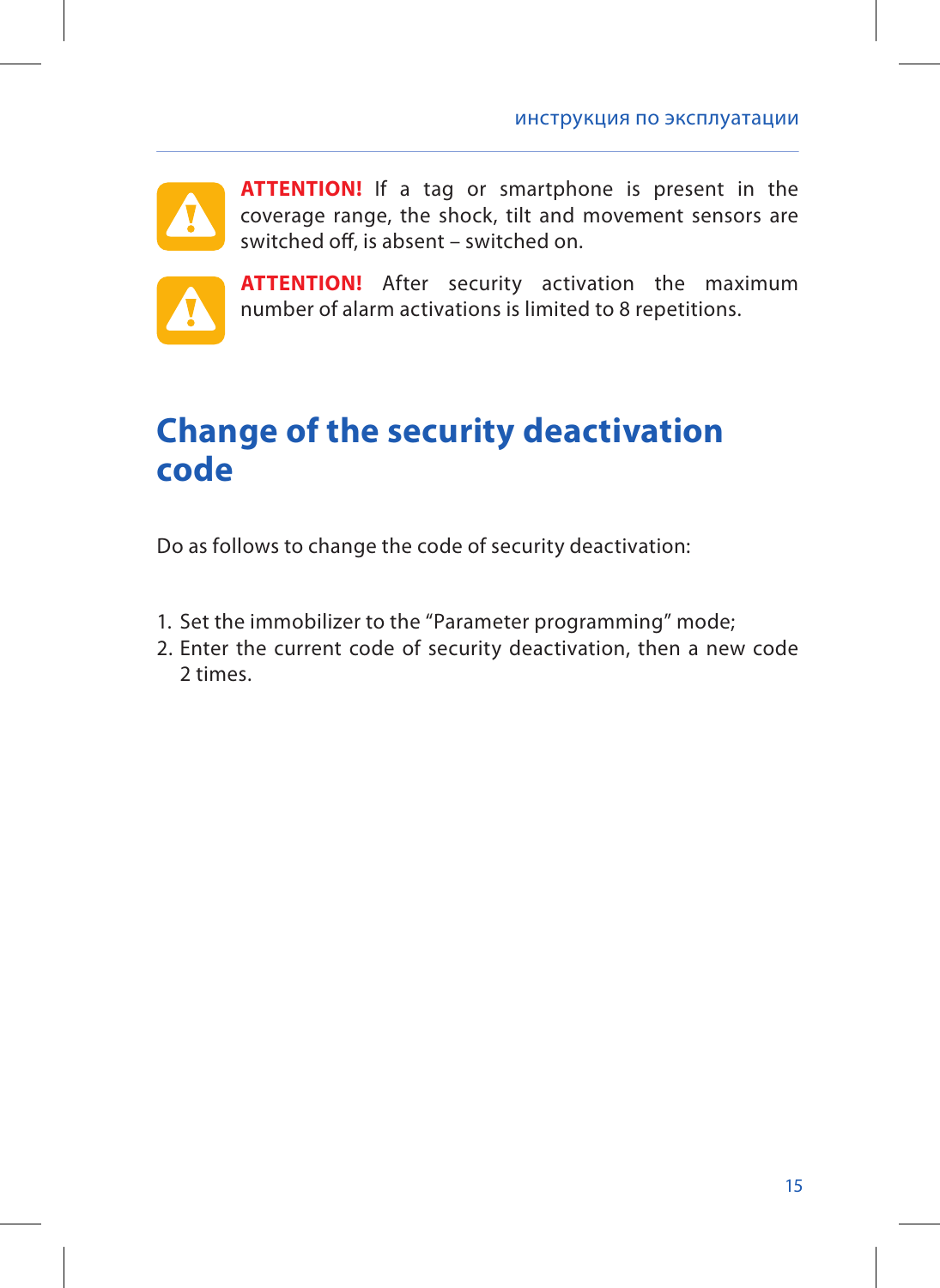**ATTENTION!** If a tag or smartphone is present in the coverage range, the shock, tilt and movement sensors are switched off, is absent – switched on.

**ATTENTION!** After security activation the maximum number of alarm activations is limited to 8 repetitions.

## Change of the security deactivation code

Do as follows to change the code of security deactivation:

1. Set the immobilizer to the "Parameter programming" mode;
2. Enter the current code of security deactivation, then a new code 2 times.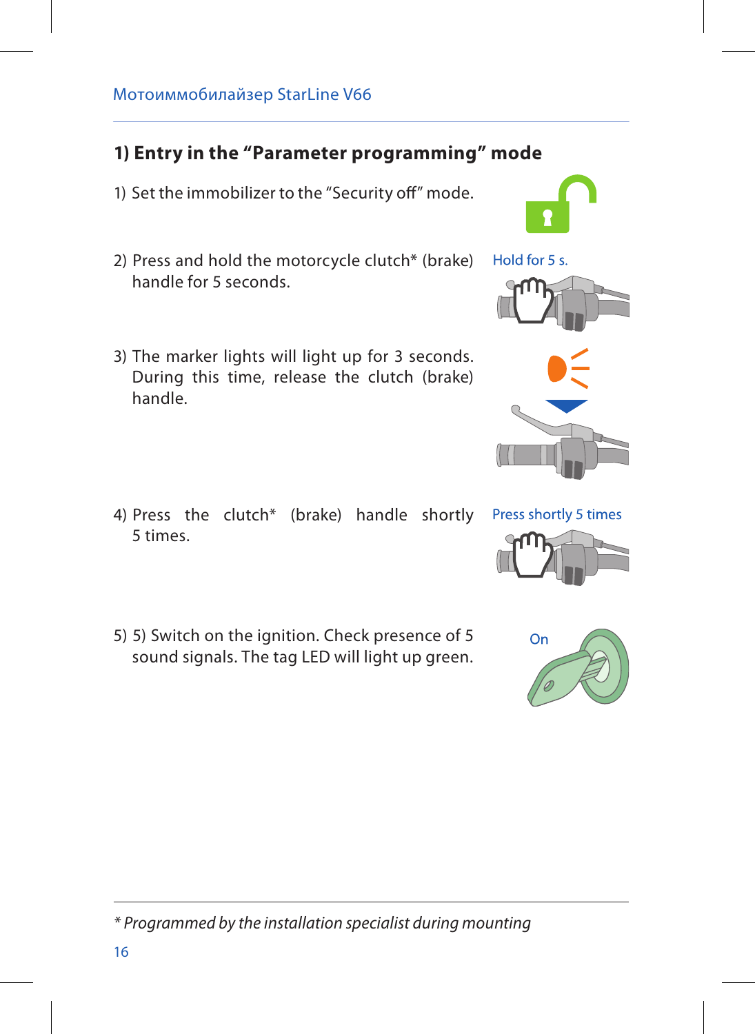## 1) Entry in the "Parameter programming" mode

1) Set the immobilizer to the "Security off" mode.

2) Press and hold the motorcycle clutch* (brake) handle for 5 seconds.

Hold for 5 s.

3) The marker lights will light up for 3 seconds. During this time, release the clutch (brake) handle.

4) Press the clutch* (brake) handle shortly 5 times.

Press shortly 5 times

5) 5) Switch on the ignition. Check presence of 5 sound signals. The tag LED will light up green.

On

*\* Programmed by the installation specialist during mounting*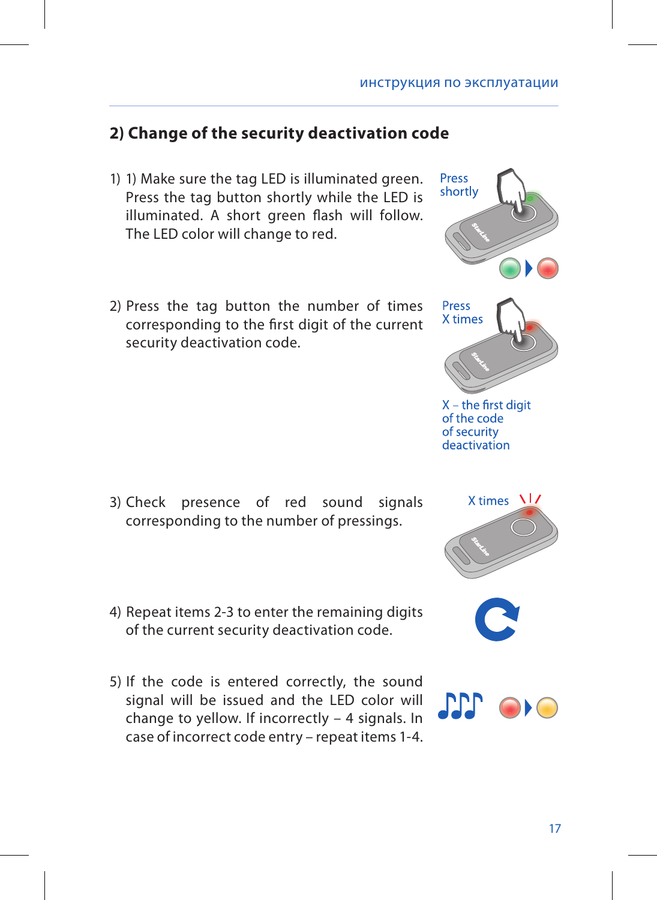## 2) Change of the security deactivation code

1) 1) Make sure the tag LED is illuminated green. Press the tag button shortly while the LED is illuminated. A short green flash will follow. The LED color will change to red.

Press shortly

2) Press the tag button the number of times corresponding to the first digit of the current security deactivation code.

Press X times

X – the first digit of the code of security deactivation

3) Check presence of red sound signals corresponding to the number of pressings.

X times

4) Repeat items 2-3 to enter the remaining digits of the current security deactivation code.

5) If the code is entered correctly, the sound signal will be issued and the LED color will change to yellow. If incorrectly – 4 signals. In case of incorrect code entry – repeat items 1-4.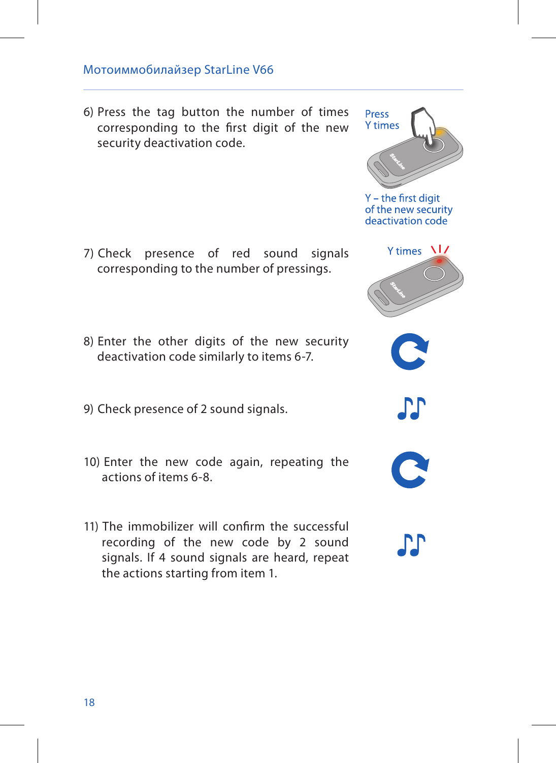6) Press the tag button the number of times corresponding to the first digit of the new security deactivation code.

Press
Y times

Y – the first digit of the new security deactivation code

7) Check presence of red sound signals corresponding to the number of pressings.

Y times

8) Enter the other digits of the new security deactivation code similarly to items 6-7.

9) Check presence of 2 sound signals.

10) Enter the new code again, repeating the actions of items 6-8.

11) The immobilizer will confirm the successful recording of the new code by 2 sound signals. If 4 sound signals are heard, repeat the actions starting from item 1.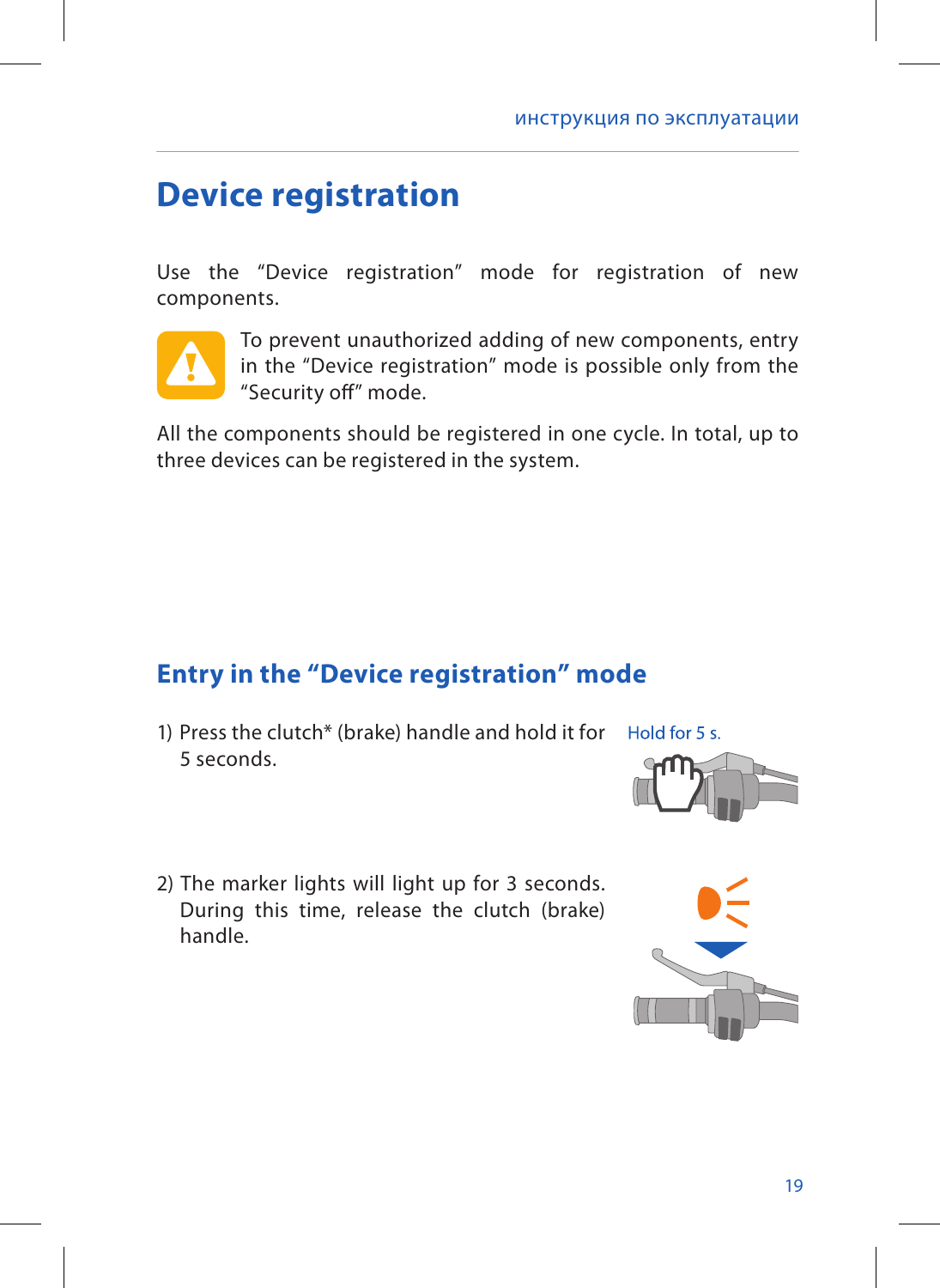# Device registration

Use the “Device registration” mode for registration of new components.

To prevent unauthorized adding of new components, entry in the “Device registration” mode is possible only from the “Security off” mode.

All the components should be registered in one cycle. In total, up to three devices can be registered in the system.

## Entry in the “Device registration” mode

1) Press the clutch* (brake) handle and hold it for 5 seconds.

Hold for 5 s.

2) The marker lights will light up for 3 seconds. During this time, release the clutch (brake) handle.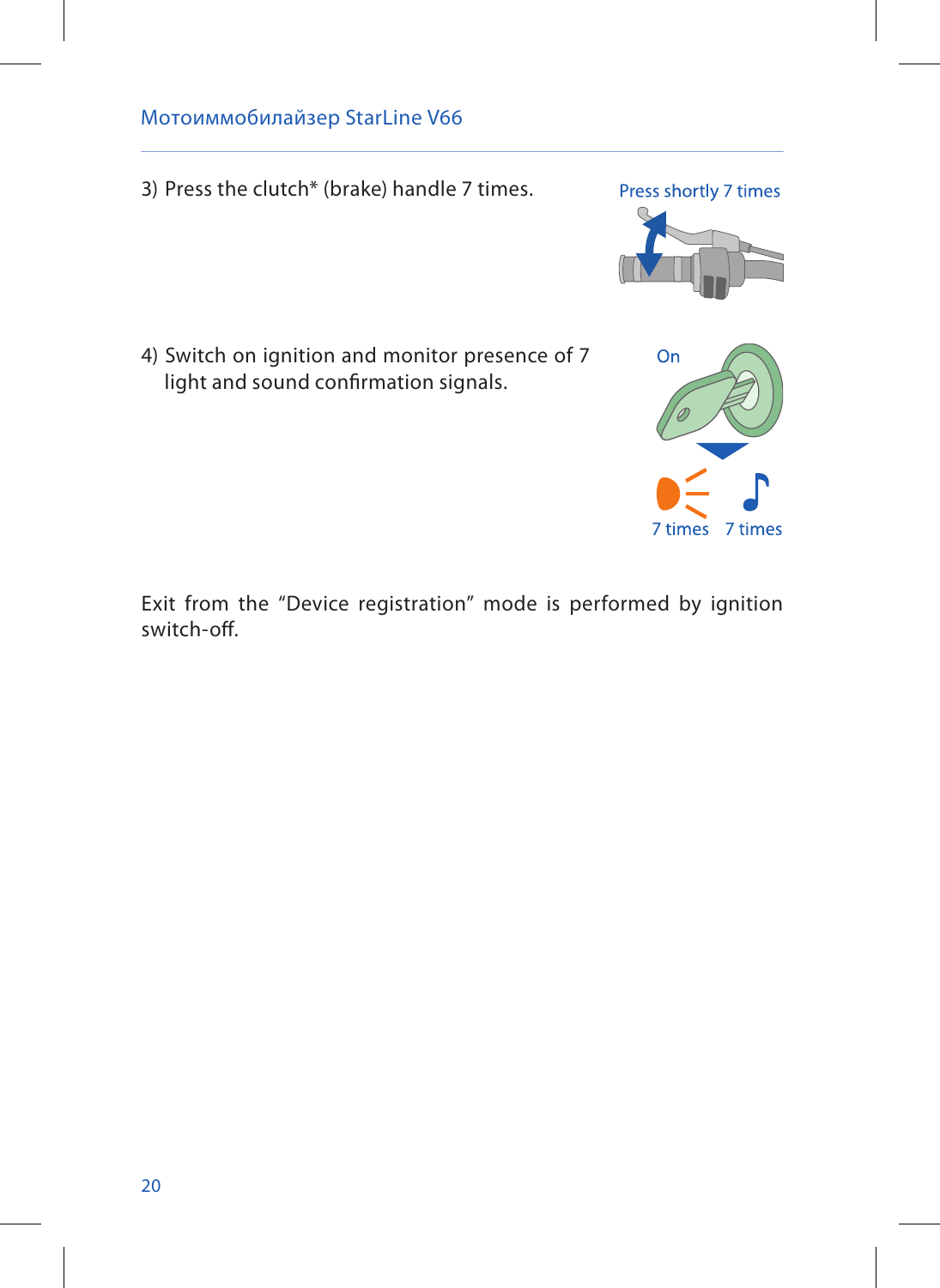3) Press the clutch* (brake) handle 7 times.

Press shortly 7 times

4) Switch on ignition and monitor presence of 7 light and sound confirmation signals.

On

7 times 7 times

Exit from the “Device registration” mode is performed by ignition switch-off.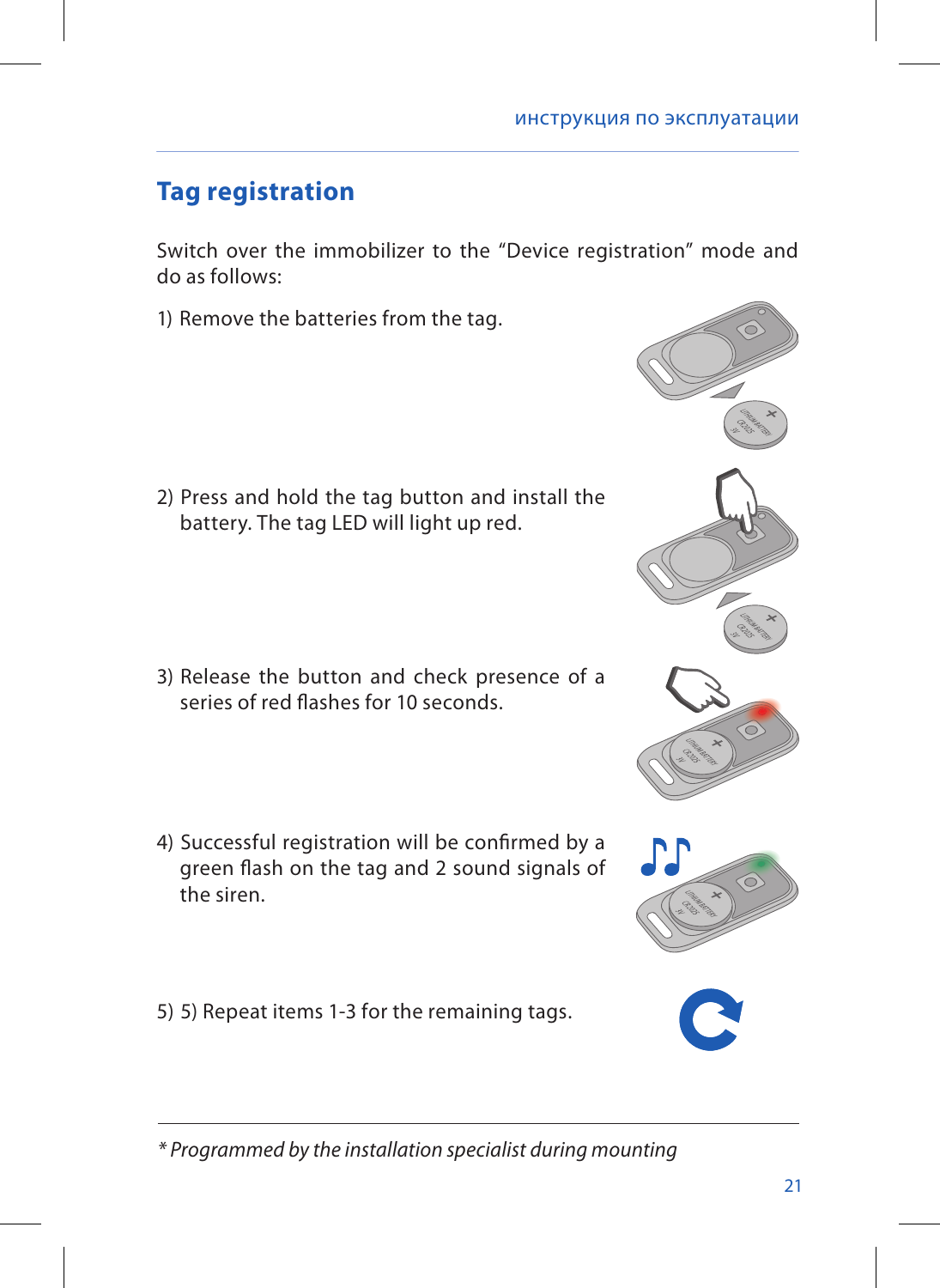## Tag registration

Switch over the immobilizer to the “Device registration” mode and do as follows:

1) Remove the batteries from the tag.

2) Press and hold the tag button and install the battery. The tag LED will light up red.

3) Release the button and check presence of a series of red flashes for 10 seconds.

4) Successful registration will be confirmed by a green flash on the tag and 2 sound signals of the siren.

5) 5) Repeat items 1-3 for the remaining tags.

*\* Programmed by the installation specialist during mounting*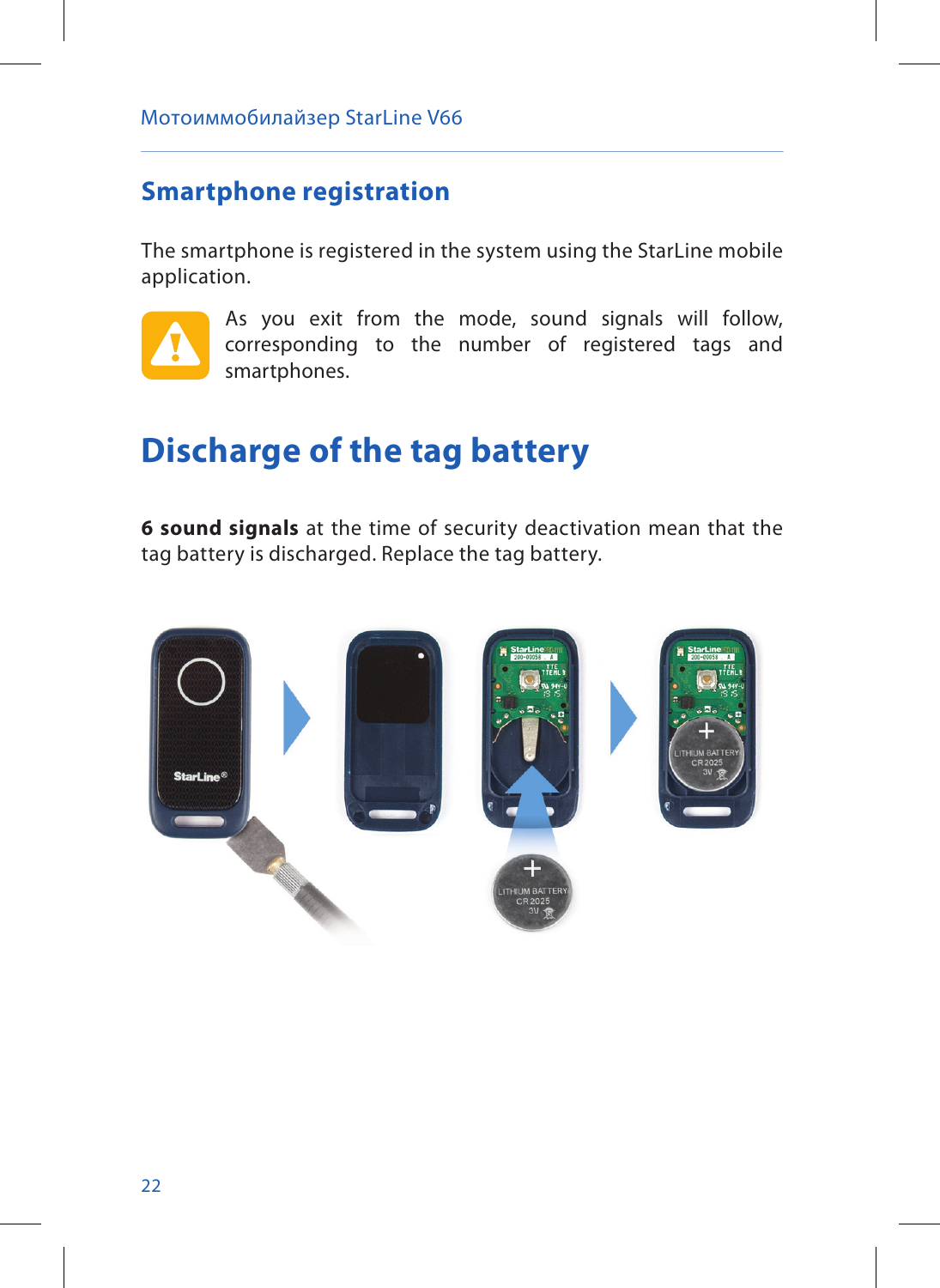## Smartphone registration

The smartphone is registered in the system using the StarLine mobile application.

As you exit from the mode, sound signals will follow, corresponding to the number of registered tags and smartphones.

# Discharge of the tag battery

**6 sound signals** at the time of security deactivation mean that the tag battery is discharged. Replace the tag battery.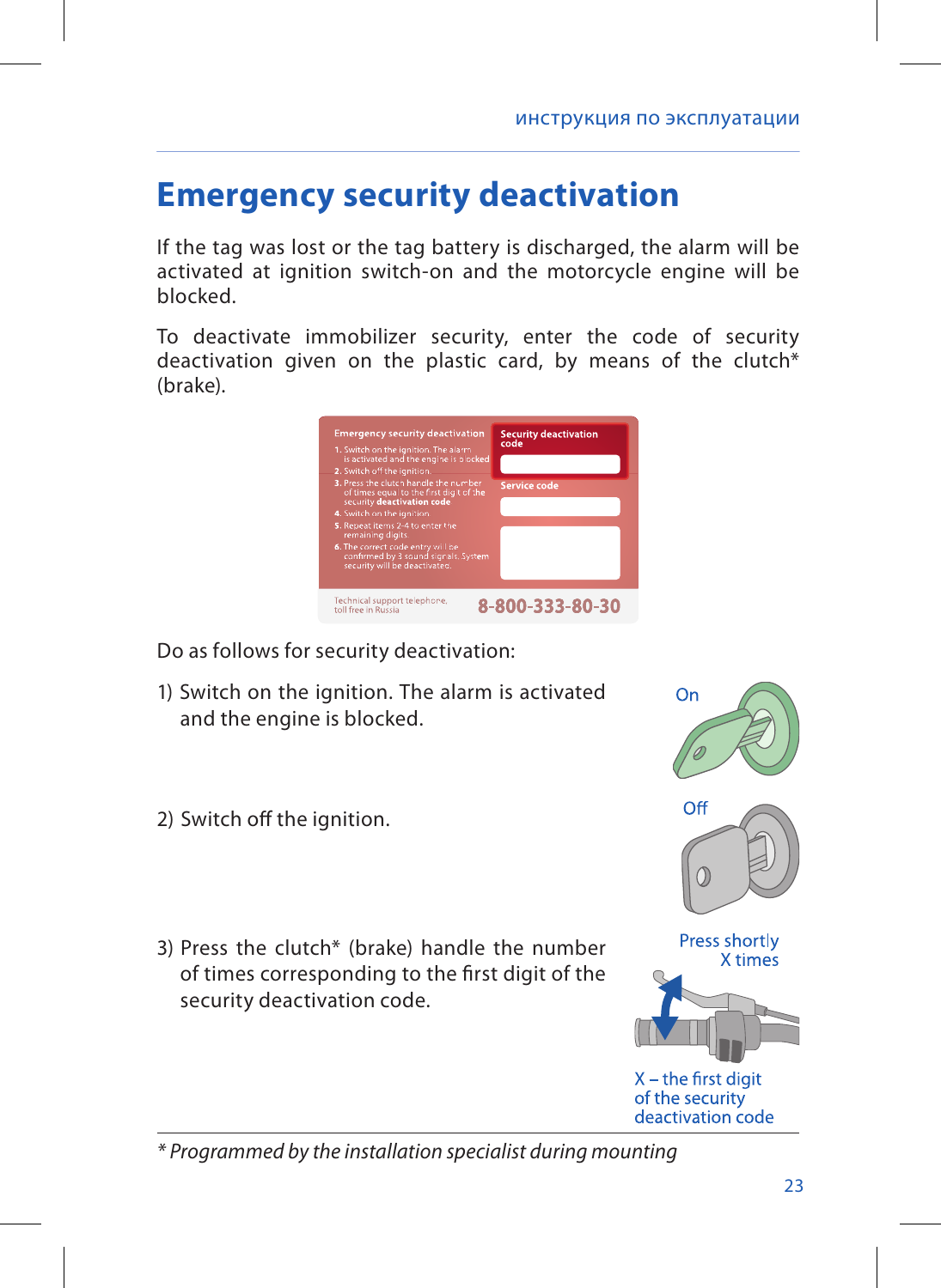# Emergency security deactivation

If the tag was lost or the tag battery is discharged, the alarm will be activated at ignition switch-on and the motorcycle engine will be blocked.

To deactivate immobilizer security, enter the code of security deactivation given on the plastic card, by means of the clutch* (brake).

Emergency security deactivation

1. Switch on the ignition. The alarm is activated and the engine is blocked
2. Switch off the ignition.
3. Press the clutch handle the number of times equal to the first digit of the security **deactivation code**
4. Switch on the ignition.
5. Repeat items 2-4 to enter the remaining digits.
6. The correct code entry will be confirmed by 3 sound signals. System security will be deactivated.

Security deactivation code

Service code

Technical support telephone, toll free in Russia

8-800-333-80-30

Do as follows for security deactivation:

1) Switch on the ignition. The alarm is activated and the engine is blocked.

On

2) Switch off the ignition.

Off

3) Press the clutch* (brake) handle the number of times corresponding to the first digit of the security deactivation code.

Press shortly X times

X – the first digit of the security deactivation code

*\* Programmed by the installation specialist during mounting*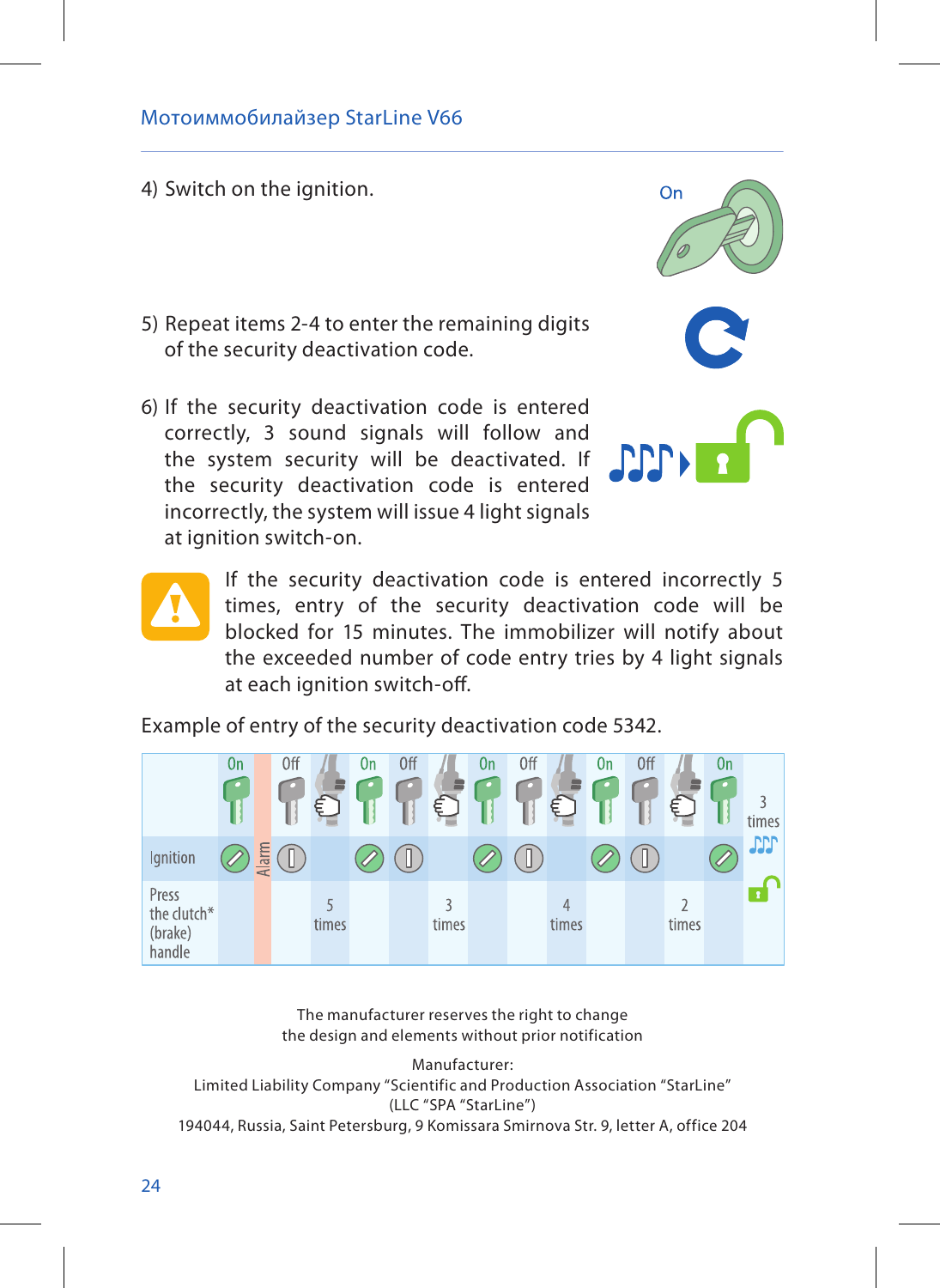4) Switch on the ignition.

5) Repeat items 2-4 to enter the remaining digits of the security deactivation code.

6) If the security deactivation code is entered correctly, 3 sound signals will follow and the system security will be deactivated. If the security deactivation code is entered incorrectly, the system will issue 4 light signals at ignition switch-on.

If the security deactivation code is entered incorrectly 5 times, entry of the security deactivation code will be blocked for 15 minutes. The immobilizer will notify about the exceeded number of code entry tries by 4 light signals at each ignition switch-off.

Example of entry of the security deactivation code 5342.

| | On | | Off | | On | Off | | On | Off | | On | Off | | On | 3 times |
|---|---|---|---|---|---|---|---|---|---|---|---|---|---|---|---|
| Ignition | | Alarm | | | | | | | | | | | | | |
| Press the clutch* (brake) handle | | | | 5 times | | | 3 times | | | 4 times | | | 2 times | | |

The manufacturer reserves the right to change the design and elements without prior notification

Manufacturer:
Limited Liability Company "Scientific and Production Association "StarLine"
(LLC "SPA "StarLine")
194044, Russia, Saint Petersburg, 9 Komissara Smirnova Str. 9, letter A, office 204